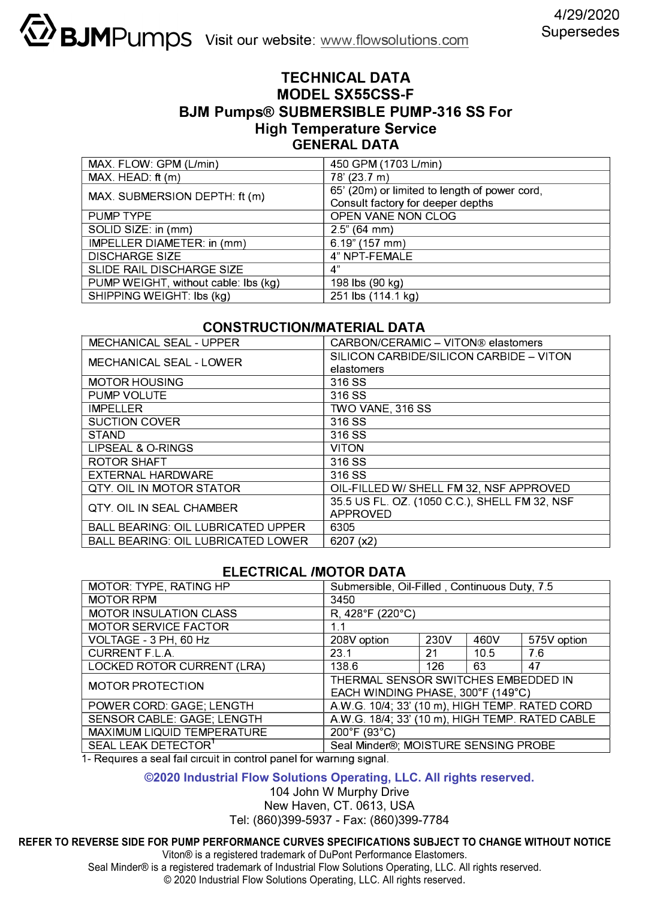BJMPumps Visit our website: www.flowsolutions.com

4/29/2020
Supersedes

# TECHNICAL DATA
# MODEL SX55CSS-F
# BJM Pumps® SUBMERSIBLE PUMP-316 SS For High Temperature Service

## GENERAL DATA

| | |
|---|---|
| MAX. FLOW: GPM (L/min) | 450 GPM (1703 L/min) |
| MAX. HEAD: ft (m) | 78' (23.7 m) |
| MAX. SUBMERSION DEPTH: ft (m) | 65' (20m) or limited to length of power cord, Consult factory for deeper depths |
| PUMP TYPE | OPEN VANE NON CLOG |
| SOLID SIZE: in (mm) | 2.5" (64 mm) |
| IMPELLER DIAMETER: in (mm) | 6.19" (157 mm) |
| DISCHARGE SIZE | 4" NPT-FEMALE |
| SLIDE RAIL DISCHARGE SIZE | 4" |
| PUMP WEIGHT, without cable: lbs (kg) | 198 lbs (90 kg) |
| SHIPPING WEIGHT: lbs (kg) | 251 lbs (114.1 kg) |

## CONSTRUCTION/MATERIAL DATA

| | |
|---|---|
| MECHANICAL SEAL - UPPER | CARBON/CERAMIC – VITON® elastomers |
| MECHANICAL SEAL - LOWER | SILICON CARBIDE/SILICON CARBIDE – VITON elastomers |
| MOTOR HOUSING | 316 SS |
| PUMP VOLUTE | 316 SS |
| IMPELLER | TWO VANE, 316 SS |
| SUCTION COVER | 316 SS |
| STAND | 316 SS |
| LIPSEAL & O-RINGS | VITON |
| ROTOR SHAFT | 316 SS |
| EXTERNAL HARDWARE | 316 SS |
| QTY. OIL IN MOTOR STATOR | OIL-FILLED W/ SHELL FM 32, NSF APPROVED |
| QTY. OIL IN SEAL CHAMBER | 35.5 US FL. OZ. (1050 C.C.), SHELL FM 32, NSF APPROVED |
| BALL BEARING: OIL LUBRICATED UPPER | 6305 |
| BALL BEARING: OIL LUBRICATED LOWER | 6207 (x2) |

## ELECTRICAL /MOTOR DATA

| | | | | |
|---|---|---|---|---|
| MOTOR: TYPE, RATING HP | Submersible, Oil-Filled , Continuous Duty, 7.5 | | | |
| MOTOR RPM | 3450 | | | |
| MOTOR INSULATION CLASS | R, 428°F (220°C) | | | |
| MOTOR SERVICE FACTOR | 1.1 | | | |
| VOLTAGE - 3 PH, 60 Hz | 208V option | 230V | 460V | 575V option |
| CURRENT F.L.A. | 23.1 | 21 | 10.5 | 7.6 |
| LOCKED ROTOR CURRENT (LRA) | 138.6 | 126 | 63 | 47 |
| MOTOR PROTECTION | THERMAL SENSOR SWITCHES EMBEDDED IN EACH WINDING PHASE, 300°F (149°C) | | | |
| POWER CORD: GAGE; LENGTH | A.W.G. 10/4; 33' (10 m), HIGH TEMP. RATED CORD | | | |
| SENSOR CABLE: GAGE; LENGTH | A.W.G. 18/4; 33' (10 m), HIGH TEMP. RATED CABLE | | | |
| MAXIMUM LIQUID TEMPERATURE | 200°F (93°C) | | | |
| SEAL LEAK DETECTOR[1] | Seal Minder®; MOISTURE SENSING PROBE | | | |

1- Requires a seal fail circuit in control panel for warning signal.

**©2020 Industrial Flow Solutions Operating, LLC. All rights reserved.**
104 John W Murphy Drive
New Haven, CT. 0613, USA
Tel: (860)399-5937 - Fax: (860)399-7784

**REFER TO REVERSE SIDE FOR PUMP PERFORMANCE CURVES SPECIFICATIONS SUBJECT TO CHANGE WITHOUT NOTICE**

Viton® is a registered trademark of DuPont Performance Elastomers.
Seal Minder® is a registered trademark of Industrial Flow Solutions Operating, LLC. All rights reserved.
© 2020 Industrial Flow Solutions Operating, LLC. All rights reserved.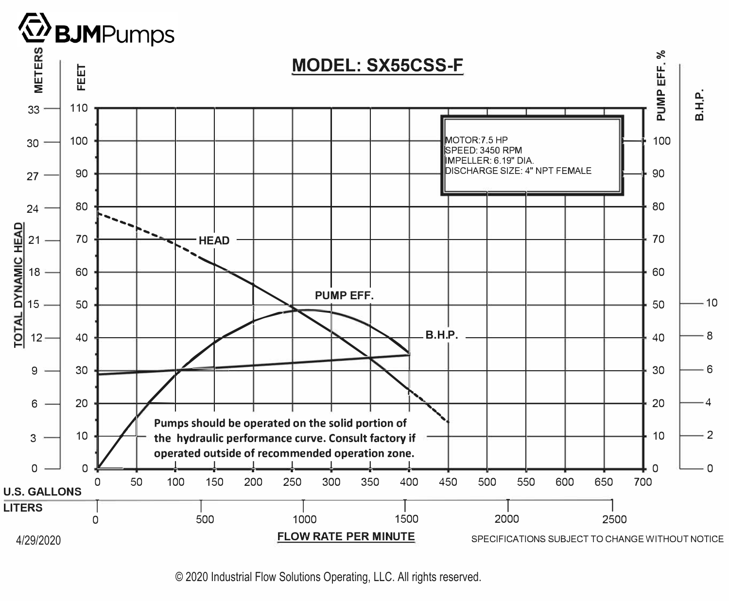BJMPumps

# MODEL: SX55CSS-F

MOTOR: 7.5 HP
SPEED: 3450 RPM
IMPELLER: 6.19" DIA.
DISCHARGE SIZE: 4" NPT FEMALE

METERS
FEET
TOTAL DYNAMIC HEAD
PUMP EFF. %
B.H.P.

HEAD
PUMP EFF.
B.H.P.

Meters: 0, 3, 6, 9, 12, 15, 18, 21, 24, 27, 30, 33

Feet: 0, 10, 20, 30, 40, 50, 60, 70, 80, 90, 100, 110

Pump Eff. %: 0, 10, 20, 30, 40, 50, 60, 70, 80, 90, 100

B.H.P.: 0, 2, 4, 6, 8, 10

U.S. GALLONS: 0, 50, 100, 150, 200, 250, 300, 350, 400, 450, 500, 550, 600, 650, 700

LITERS: 0, 500, 1000, 1500, 2000, 2500

FLOW RATE PER MINUTE

**Pumps should be operated on the solid portion of the hydraulic performance curve. Consult factory if operated outside of recommended operation zone.**

4/29/2020

SPECIFICATIONS SUBJECT TO CHANGE WITHOUT NOTICE

© 2020 Industrial Flow Solutions Operating, LLC. All rights reserved.